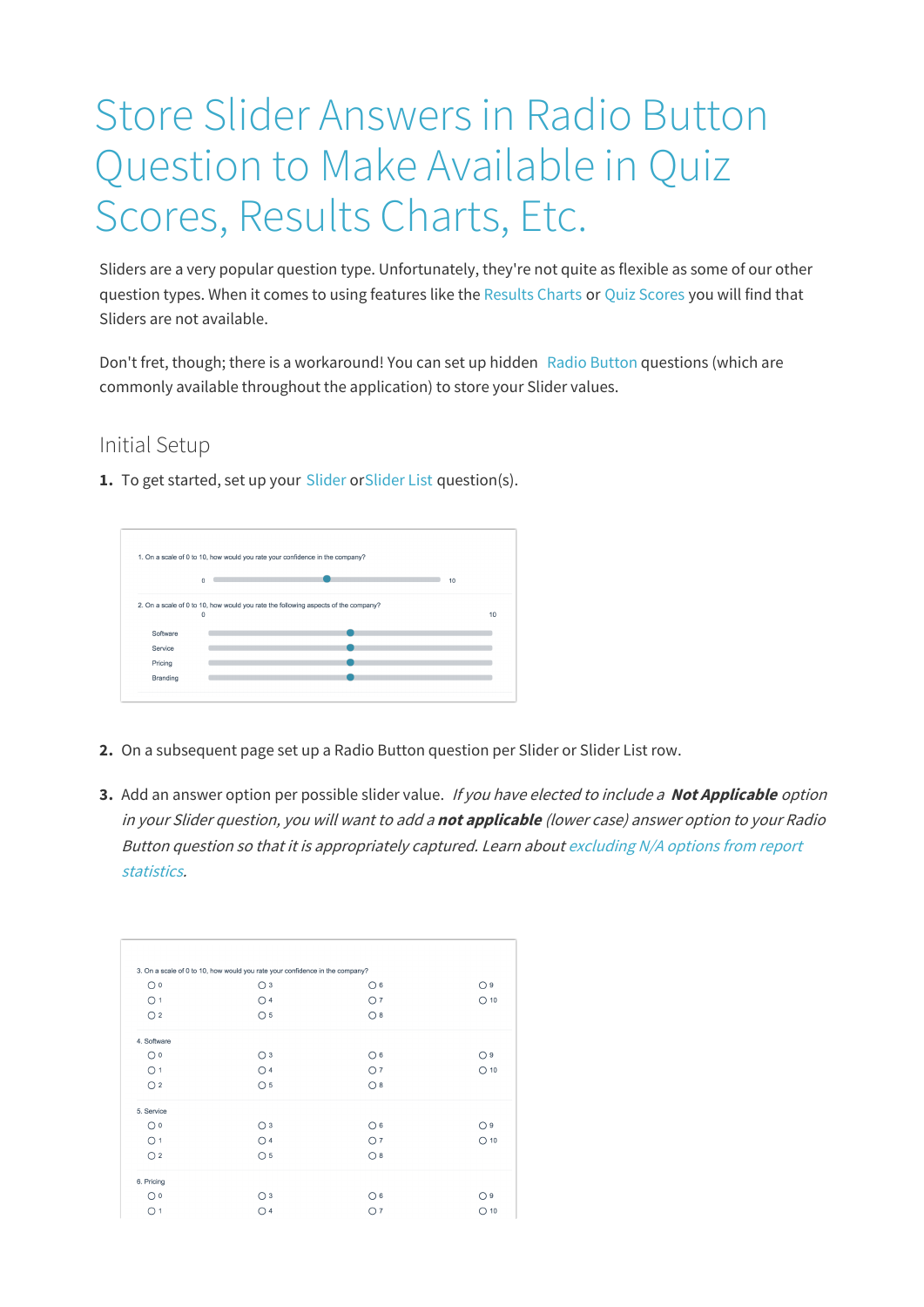# Store Slider Answers in Radio Button Question to Make Available in Quiz Scores, Results Charts, Etc.

Sliders are a very popular question type. Unfortunately, they're not quite as flexible as some of our other question types. When it comes to using features like the Results Charts or Quiz Scores you will find that Sliders are not available.

Don't fret, though; there is a workaround! You can set up hidden Radio Button questions (which are commonly available throughout the application) to store your Slider values.

## Initial Setup

1. To get started, set up your Slider or Slider List question(s).

2. On a subsequent page set up a Radio Button question per Slider or Slider List row.

3. Add an answer option per possible slider value. *If you have elected to include a **Not Applicable** option in your Slider question, you will want to add a **not applicable** (lower case) answer option to your Radio Button question so that it is appropriately captured. Learn about excluding N/A options from report statistics.*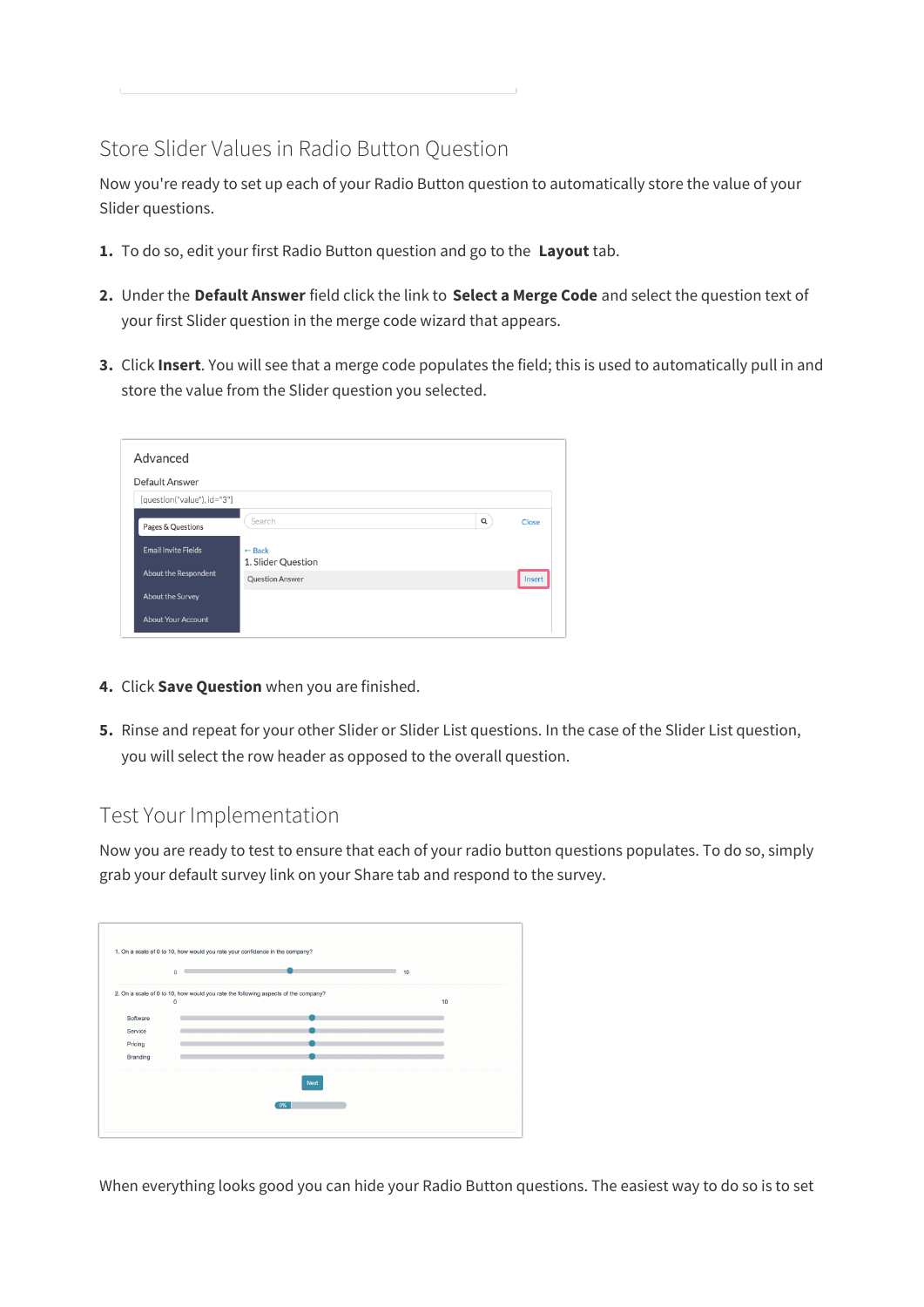## Store Slider Values in Radio Button Question

Now you're ready to set up each of your Radio Button question to automatically store the value of your Slider questions.

1. To do so, edit your first Radio Button question and go to the **Layout** tab.
2. Under the **Default Answer** field click the link to **Select a Merge Code** and select the question text of your first Slider question in the merge code wizard that appears.
3. Click **Insert**. You will see that a merge code populates the field; this is used to automatically pull in and store the value from the Slider question you selected.
4. Click **Save Question** when you are finished.
5. Rinse and repeat for your other Slider or Slider List questions. In the case of the Slider List question, you will select the row header as opposed to the overall question.

## Test Your Implementation

Now you are ready to test to ensure that each of your radio button questions populates. To do so, simply grab your default survey link on your Share tab and respond to the survey.

When everything looks good you can hide your Radio Button questions. The easiest way to do so is to set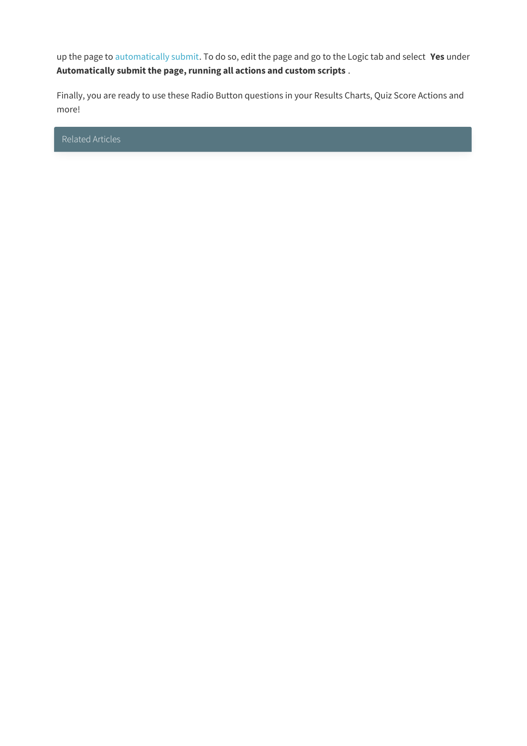up the page to automatically submit. To do so, edit the page and go to the Logic tab and select **Yes** under **Automatically submit the page, running all actions and custom scripts** .

Finally, you are ready to use these Radio Button questions in your Results Charts, Quiz Score Actions and more!

Related Articles